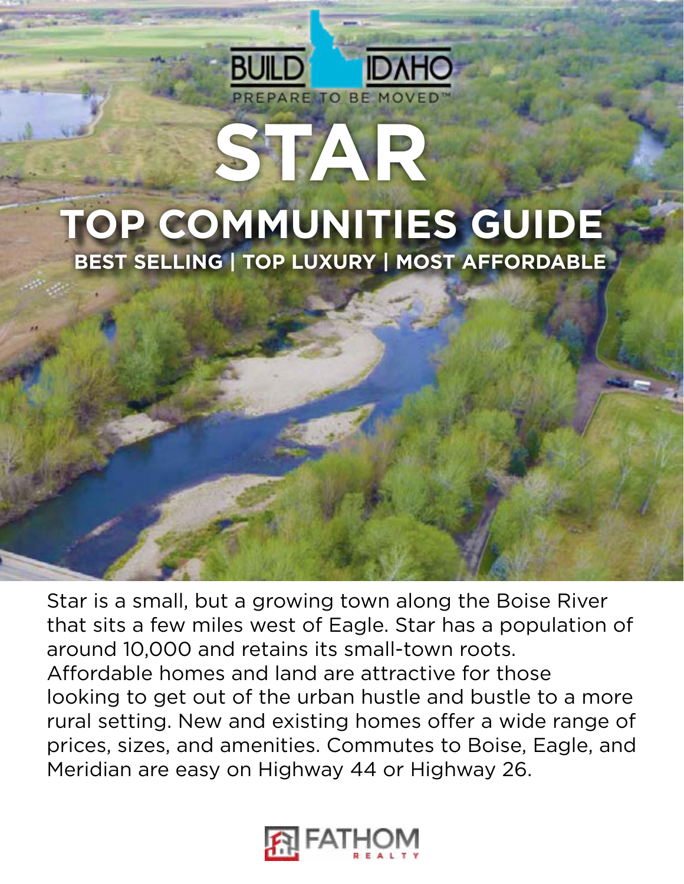BUILD IDAHO

PREPARE TO BE MOVED™

# STAR

## TOP COMMUNITIES GUIDE

**BEST SELLING | TOP LUXURY | MOST AFFORDABLE**

Star is a small, but a growing town along the Boise River that sits a few miles west of Eagle. Star has a population of around 10,000 and retains its small-town roots. Affordable homes and land are attractive for those looking to get out of the urban hustle and bustle to a more rural setting. New and existing homes offer a wide range of prices, sizes, and amenities. Commutes to Boise, Eagle, and Meridian are easy on Highway 44 or Highway 26.

FATHOM REALTY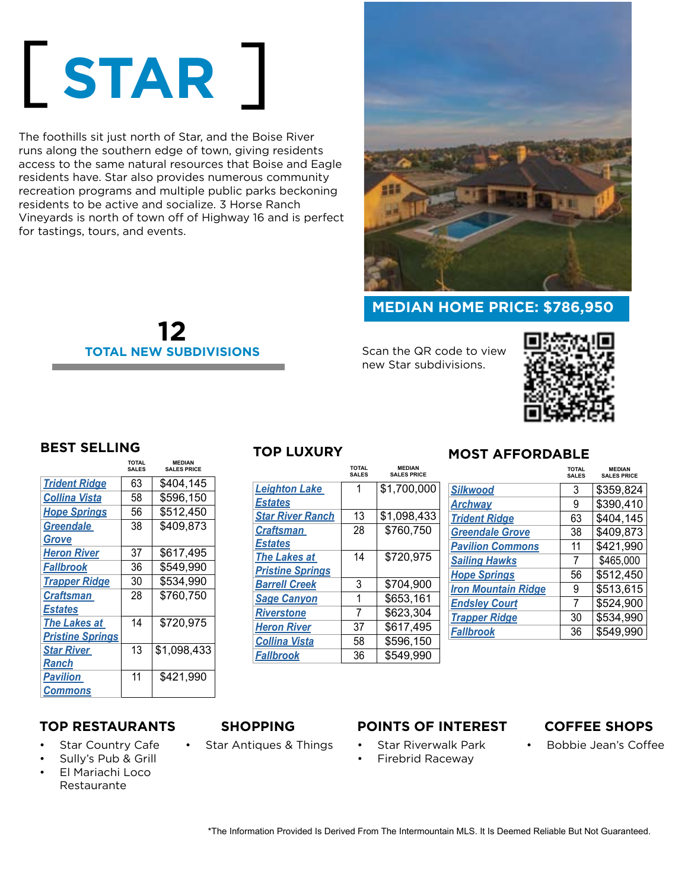# [ STAR ]

The foothills sit just north of Star, and the Boise River runs along the southern edge of town, giving residents access to the same natural resources that Boise and Eagle residents have. Star also provides numerous community recreation programs and multiple public parks beckoning residents to be active and socialize. 3 Horse Ranch Vineyards is north of town off of Highway 16 and is perfect for tastings, tours, and events.

**MEDIAN HOME PRICE: $786,950**

**12**
**TOTAL NEW SUBDIVISIONS**

Scan the QR code to view new Star subdivisions.

## BEST SELLING

| | TOTAL SALES | MEDIAN SALES PRICE |
|---|---|---|
| Trident Ridge | 63 | $404,145 |
| Collina Vista | 58 | $596,150 |
| Hope Springs | 56 | $512,450 |
| Greendale Grove | 38 | $409,873 |
| Heron River | 37 | $617,495 |
| Fallbrook | 36 | $549,990 |
| Trapper Ridge | 30 | $534,990 |
| Craftsman Estates | 28 | $760,750 |
| The Lakes at Pristine Springs | 14 | $720,975 |
| Star River Ranch | 13 | $1,098,433 |
| Pavilion Commons | 11 | $421,990 |

## TOP LUXURY

| | TOTAL SALES | MEDIAN SALES PRICE |
|---|---|---|
| Leighton Lake Estates | 1 | $1,700,000 |
| Star River Ranch | 13 | $1,098,433 |
| Craftsman Estates | 28 | $760,750 |
| The Lakes at Pristine Springs | 14 | $720,975 |
| Barrell Creek | 3 | $704,900 |
| Sage Canyon | 1 | $653,161 |
| Riverstone | 7 | $623,304 |
| Heron River | 37 | $617,495 |
| Collina Vista | 58 | $596,150 |
| Fallbrook | 36 | $549,990 |

## MOST AFFORDABLE

| | TOTAL SALES | MEDIAN SALES PRICE |
|---|---|---|
| Silkwood | 3 | $359,824 |
| Archway | 9 | $390,410 |
| Trident Ridge | 63 | $404,145 |
| Greendale Grove | 38 | $409,873 |
| Pavilion Commons | 11 | $421,990 |
| Sailing Hawks | 7 | $465,000 |
| Hope Springs | 56 | $512,450 |
| Iron Mountain Ridge | 9 | $513,615 |
| Endsley Court | 7 | $524,900 |
| Trapper Ridge | 30 | $534,990 |
| Fallbrook | 36 | $549,990 |

## TOP RESTAURANTS

- Star Country Cafe
- Sully's Pub & Grill
- El Mariachi Loco Restaurante

## SHOPPING

- Star Antiques & Things

## POINTS OF INTEREST

- Star Riverwalk Park
- Firebrid Raceway

## COFFEE SHOPS

- Bobbie Jean's Coffee

*The Information Provided Is Derived From The Intermountain MLS. It Is Deemed Reliable But Not Guaranteed.